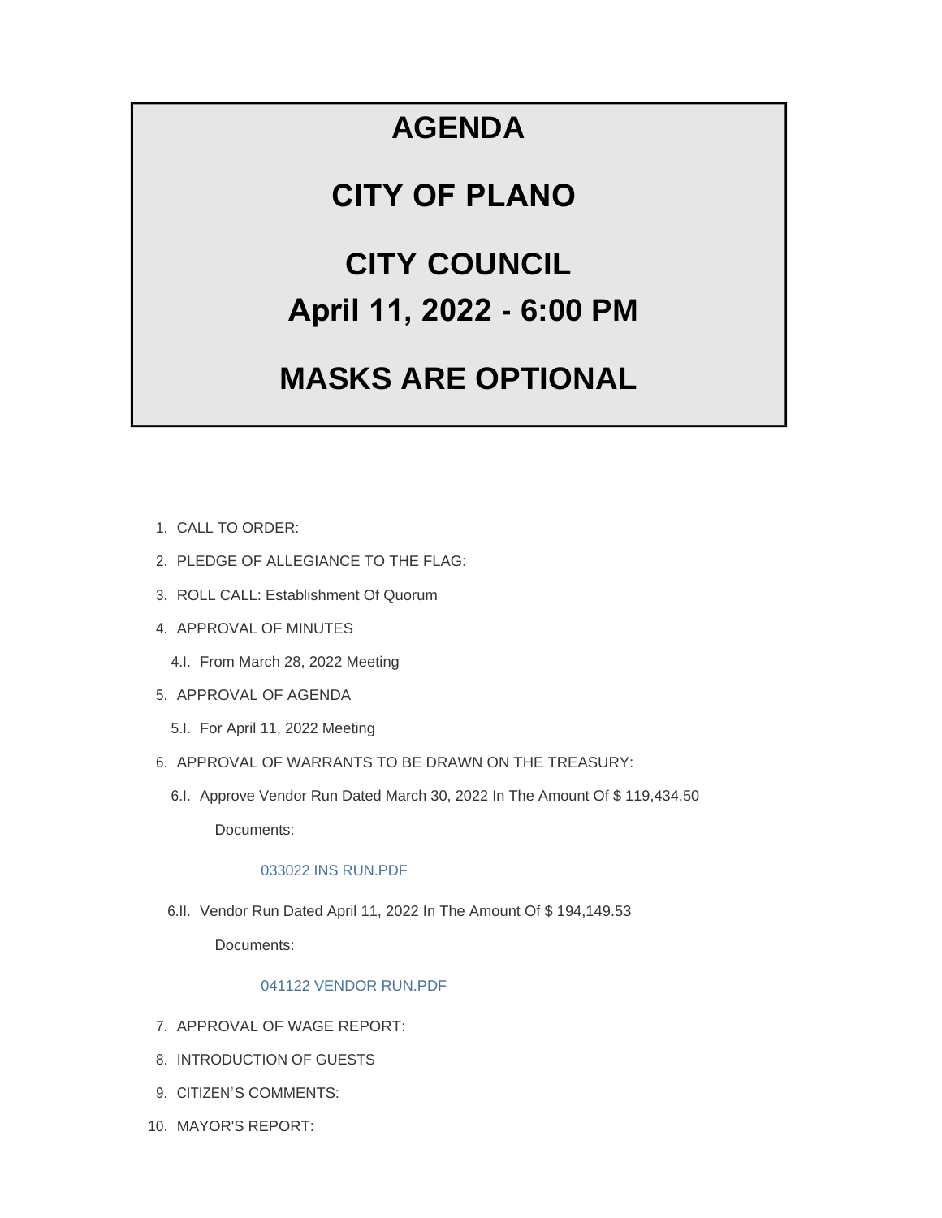# AGENDA

# CITY OF PLANO

# CITY COUNCIL

# April 11, 2022 - 6:00 PM

# MASKS ARE OPTIONAL

1. CALL TO ORDER:
2. PLEDGE OF ALLEGIANCE TO THE FLAG:
3. ROLL CALL: Establishment Of Quorum
4. APPROVAL OF MINUTES
   - 4.I. From March 28, 2022 Meeting
5. APPROVAL OF AGENDA
   - 5.I. For April 11, 2022 Meeting
6. APPROVAL OF WARRANTS TO BE DRAWN ON THE TREASURY:
   - 6.I. Approve Vendor Run Dated March 30, 2022 In The Amount Of $ 119,434.50

     Documents:

     033022 INS RUN.PDF

   - 6.II. Vendor Run Dated April 11, 2022 In The Amount Of $ 194,149.53

     Documents:

     041122 VENDOR RUN.PDF

7. APPROVAL OF WAGE REPORT:
8. INTRODUCTION OF GUESTS
9. CITIZEN'S COMMENTS:
10. MAYOR'S REPORT: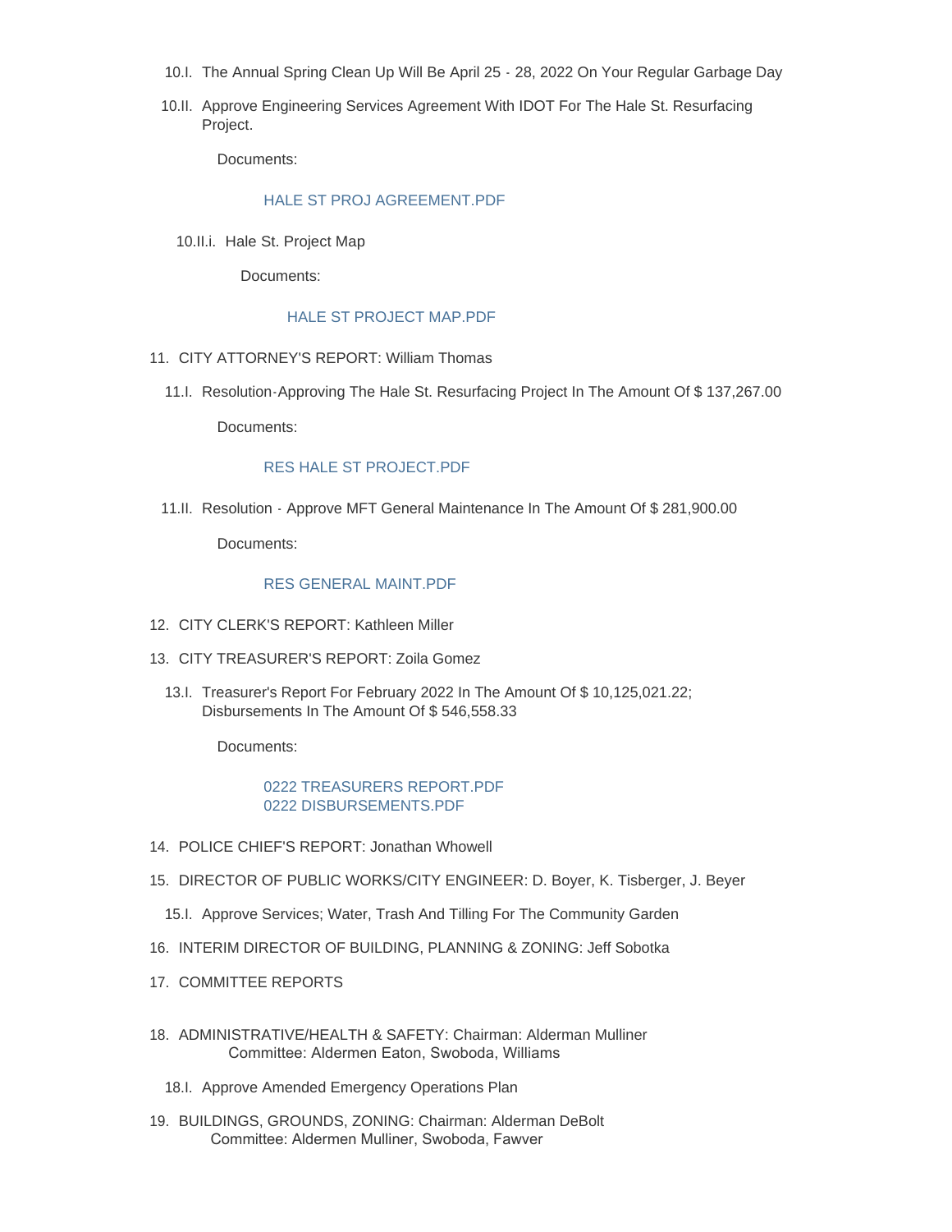10.I. The Annual Spring Clean Up Will Be April 25 - 28, 2022 On Your Regular Garbage Day

10.II. Approve Engineering Services Agreement With IDOT For The Hale St. Resurfacing Project.

Documents:

HALE ST PROJ AGREEMENT.PDF

10.II.i. Hale St. Project Map

Documents:

HALE ST PROJECT MAP.PDF

11. CITY ATTORNEY'S REPORT: William Thomas

11.I. Resolution-Approving The Hale St. Resurfacing Project In The Amount Of $ 137,267.00

Documents:

RES HALE ST PROJECT.PDF

11.II. Resolution - Approve MFT General Maintenance In The Amount Of $ 281,900.00

Documents:

RES GENERAL MAINT.PDF

12. CITY CLERK'S REPORT: Kathleen Miller

13. CITY TREASURER'S REPORT: Zoila Gomez

13.I. Treasurer's Report For February 2022 In The Amount Of $ 10,125,021.22; Disbursements In The Amount Of $ 546,558.33

Documents:

0222 TREASURERS REPORT.PDF
0222 DISBURSEMENTS.PDF

14. POLICE CHIEF'S REPORT: Jonathan Whowell

15. DIRECTOR OF PUBLIC WORKS/CITY ENGINEER: D. Boyer, K. Tisberger, J. Beyer

15.I. Approve Services; Water, Trash And Tilling For The Community Garden

16. INTERIM DIRECTOR OF BUILDING, PLANNING & ZONING: Jeff Sobotka

17. COMMITTEE REPORTS

18. ADMINISTRATIVE/HEALTH & SAFETY: Chairman: Alderman Mulliner
Committee: Aldermen Eaton, Swoboda, Williams

18.I. Approve Amended Emergency Operations Plan

19. BUILDINGS, GROUNDS, ZONING: Chairman: Alderman DeBolt
Committee: Aldermen Mulliner, Swoboda, Fawver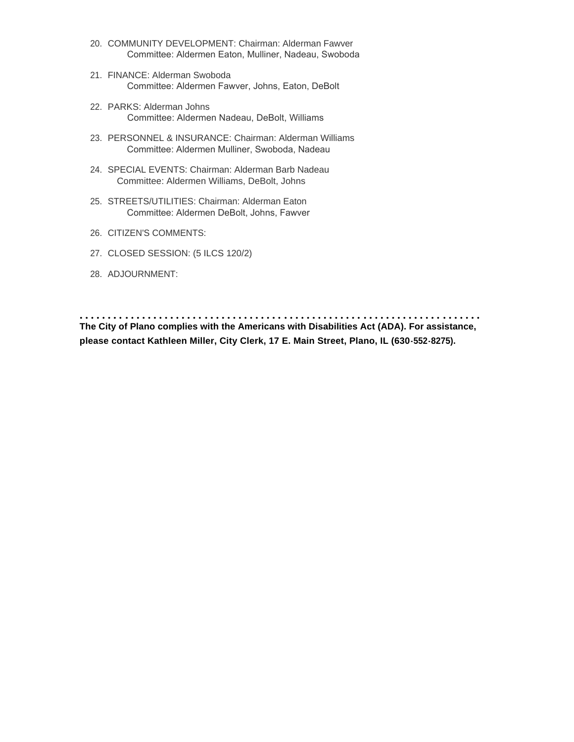20. COMMUNITY DEVELOPMENT: Chairman: Alderman Fawver
    Committee: Aldermen Eaton, Mulliner, Nadeau, Swoboda

21. FINANCE: Alderman Swoboda
    Committee: Aldermen Fawver, Johns, Eaton, DeBolt

22. PARKS: Alderman Johns
    Committee: Aldermen Nadeau, DeBolt, Williams

23. PERSONNEL & INSURANCE: Chairman: Alderman Williams
    Committee: Aldermen Mulliner, Swoboda, Nadeau

24. SPECIAL EVENTS: Chairman: Alderman Barb Nadeau
    Committee: Aldermen Williams, DeBolt, Johns

25. STREETS/UTILITIES: Chairman: Alderman Eaton
    Committee: Aldermen DeBolt, Johns, Fawver

26. CITIZEN'S COMMENTS:

27. CLOSED SESSION: (5 ILCS 120/2)

28. ADJOURNMENT:

**The City of Plano complies with the Americans with Disabilities Act (ADA). For assistance, please contact Kathleen Miller, City Clerk, 17 E. Main Street, Plano, IL (630-552-8275).**